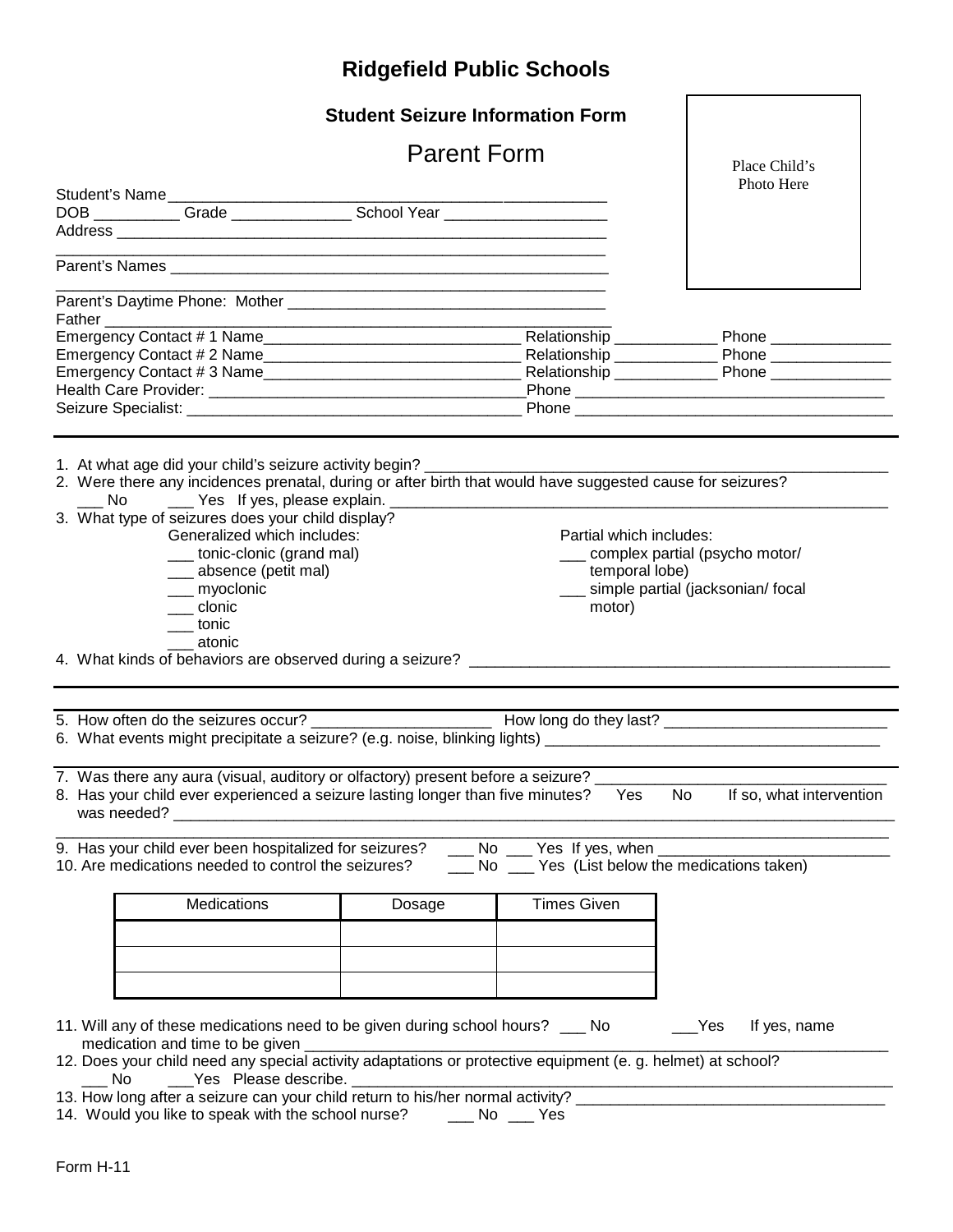# Ridgefield Public Schools

## Student Seizure Information Form

## Parent Form

Place Child's Photo Here

Student's Name ___________________________________________________

DOB __________ Grade ______________ School Year ___________________

Address ___________________________________________________________

___________________________________________________________________

Parent's Names _____________________________________________________

___________________________________________________________________

Parent's Daytime Phone: Mother ______________________________________

Father _____________________________________________________________

Emergency Contact # 1 Name______________________________ Relationship ____________ Phone ______________

Emergency Contact # 2 Name______________________________ Relationship ____________ Phone ______________

Emergency Contact # 3 Name______________________________ Relationship ____________ Phone ______________

Health Care Provider: _____________________________________ Phone _____________________________________

Seizure Specialist: ________________________________________ Phone _____________________________________

---

1. At what age did your child's seizure activity begin? ________________________________________________
2. Were there any incidences prenatal, during or after birth that would have suggested cause for seizures?
   ___ No ___ Yes If yes, please explain. ______________________________________________________________
3. What type of seizures does your child display?

   Generalized which includes:
   - ___ tonic-clonic (grand mal)
   - ___ absence (petit mal)
   - ___ myoclonic
   - ___ clonic
   - ___ tonic
   - ___ atonic

   Partial which includes:
   - ___ complex partial (psycho motor/ temporal lobe)
   - ___ simple partial (jacksonian/ focal motor)

4. What kinds of behaviors are observed during a seizure? _______________________________________________

---

5. How often do the seizures occur? ______________________ How long do they last? __________________________
6. What events might precipitate a seizure? (e.g. noise, blinking lights) ________________________________________

---

7. Was there any aura (visual, auditory or olfactory) present before a seizure? __________________________________
8. Has your child ever experienced a seizure lasting longer than five minutes? Yes No If so, what intervention was needed? _________________________________________________________________________________

   ___________________________________________________________________________________________________
9. Has your child ever been hospitalized for seizures? ___ No ___ Yes If yes, when ___________________________
10. Are medications needed to control the seizures? ___ No ___ Yes (List below the medications taken)

| Medications | Dosage | Times Given |
|---|---|---|
| | | |
| | | |
| | | |

11. Will any of these medications need to be given during school hours? ___ No ___Yes If yes, name medication and time to be given _______________________________________________________________________
12. Does your child need any special activity adaptations or protective equipment (e. g. helmet) at school?
    ___ No ___Yes Please describe. ________________________________________________________________
13. How long after a seizure can your child return to his/her normal activity? ____________________________________
14. Would you like to speak with the school nurse? ___ No ___ Yes

Form H-11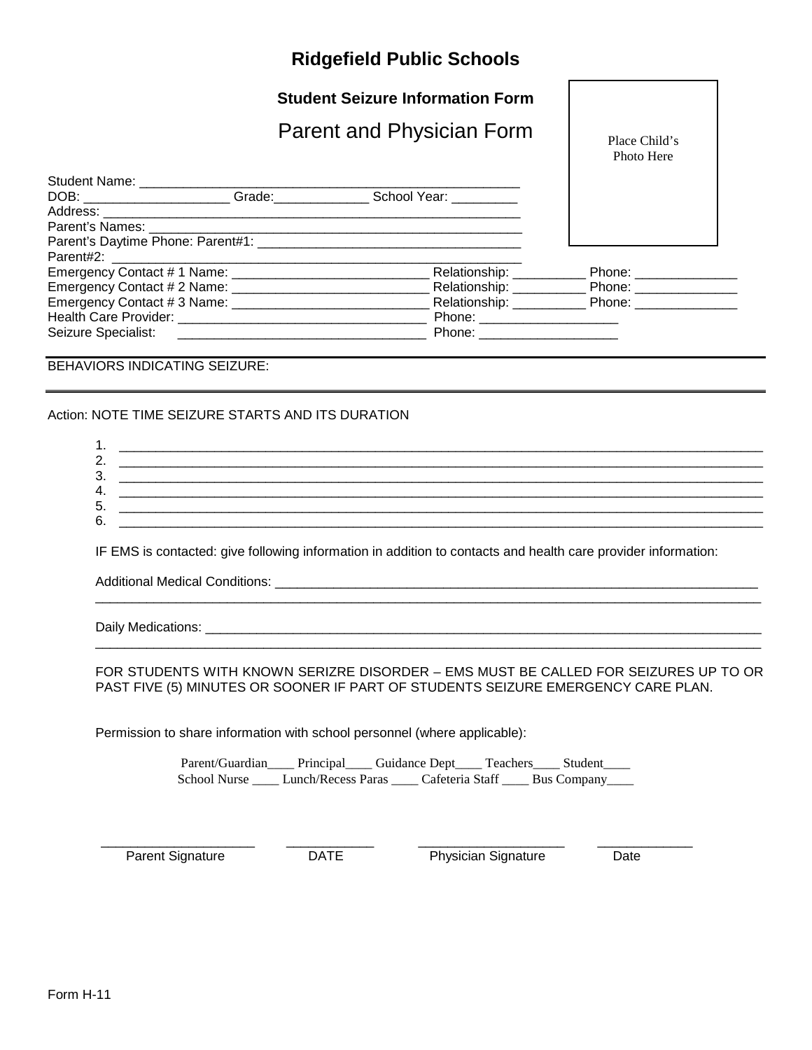# Ridgefield Public Schools

### Student Seizure Information Form

## Parent and Physician Form

Place Child's Photo Here

Student Name: ___________________________________________________

DOB: ____________________ Grade:_____________ School Year: _________

Address: ________________________________________________________

Parent's Names: __________________________________________________

Parent's Daytime Phone: Parent#1: ____________________________________

Parent#2: ________________________________________________________

Emergency Contact # 1 Name: ___________________________ Relationship: __________ Phone: ______________

Emergency Contact # 2 Name: ___________________________ Relationship: __________ Phone: ______________

Emergency Contact # 3 Name: ___________________________ Relationship: __________ Phone: ______________

Health Care Provider: _________________________________ Phone: ___________________

Seizure Specialist: _________________________________ Phone: ___________________

---

BEHAVIORS INDICATING SEIZURE:

---

Action: NOTE TIME SEIZURE STARTS AND ITS DURATION

1. ____________________________________________________________________________________
2. ____________________________________________________________________________________
3. ____________________________________________________________________________________
4. ____________________________________________________________________________________
5. ____________________________________________________________________________________
6. ____________________________________________________________________________________

IF EMS is contacted: give following information in addition to contacts and health care provider information:

Additional Medical Conditions: _____________________________________________________________________
____________________________________________________________________________________________

Daily Medications: ________________________________________________________________________________
____________________________________________________________________________________________

FOR STUDENTS WITH KNOWN SERIZRE DISORDER – EMS MUST BE CALLED FOR SEIZURES UP TO OR PAST FIVE (5) MINUTES OR SOONER IF PART OF STUDENTS SEIZURE EMERGENCY CARE PLAN.

Permission to share information with school personnel (where applicable):

Parent/Guardian____ Principal____ Guidance Dept____ Teachers____ Student____
School Nurse ____ Lunch/Recess Paras ____ Cafeteria Staff ____ Bus Company____

_____________________ ____________ ____________________ _____________
Parent Signature DATE Physician Signature Date

Form H-11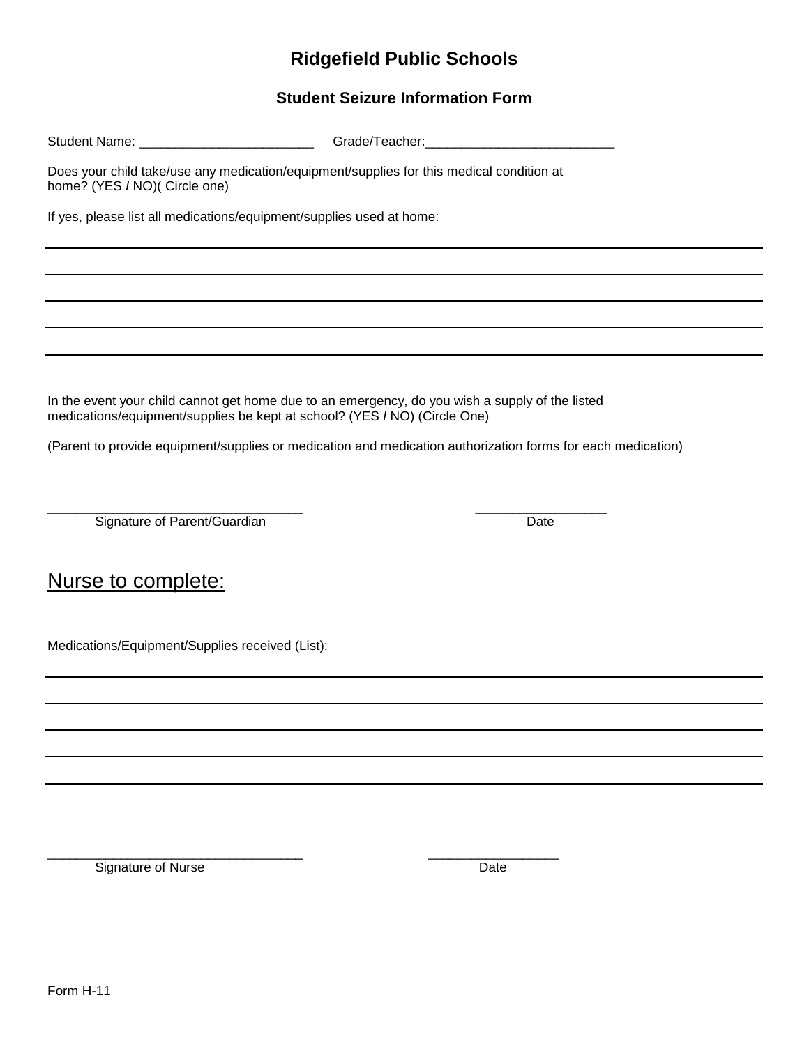# Ridgefield Public Schools

## Student Seizure Information Form

Student Name: ________________________ Grade/Teacher:_________________________

Does your child take/use any medication/equipment/supplies for this medical condition at home? (YES / NO)( Circle one)

If yes, please list all medications/equipment/supplies used at home:

___________________________________________________________________________

___________________________________________________________________________

___________________________________________________________________________

___________________________________________________________________________

___________________________________________________________________________

In the event your child cannot get home due to an emergency, do you wish a supply of the listed medications/equipment/supplies be kept at school? (YES / NO) (Circle One)

(Parent to provide equipment/supplies or medication and medication authorization forms for each medication)

__________________________________ __________________

Signature of Parent/Guardian Date

## Nurse to complete:

Medications/Equipment/Supplies received (List):

___________________________________________________________________________

___________________________________________________________________________

___________________________________________________________________________

___________________________________________________________________________

___________________________________________________________________________

__________________________________ __________________

Signature of Nurse Date

Form H-11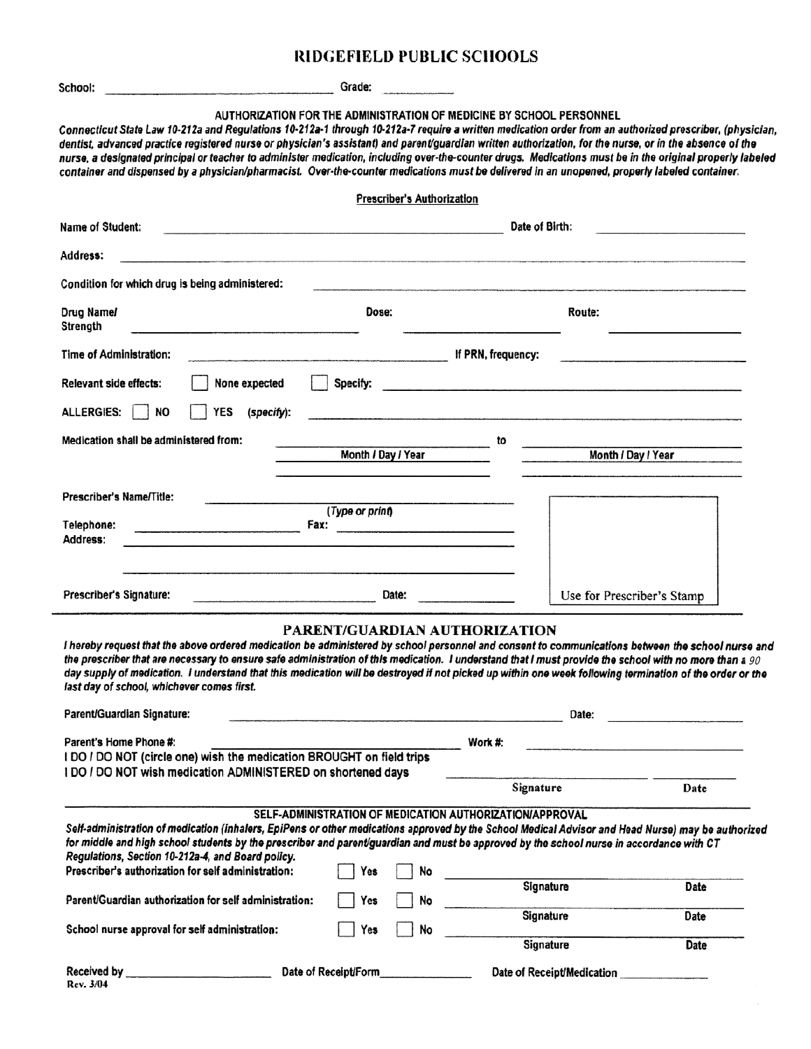# RIDGEFIELD PUBLIC SCHOOLS

School: ______________________ Grade: __________

## AUTHORIZATION FOR THE ADMINISTRATION OF MEDICINE BY SCHOOL PERSONNEL

*Connecticut State Law 10-212a and Regulations 10-212a-1 through 10-212a-7 require a written medication order from an authorized prescriber, (physician, dentist, advanced practice registered nurse or physician's assistant) and parent/guardian written authorization, for the nurse, or in the absence of the nurse, a designated principal or teacher to administer medication, including over-the-counter drugs. Medications must be in the original properly labeled container and dispensed by a physician/pharmacist. Over-the-counter medications must be delivered in an unopened, properly labeled container.*

### Prescriber's Authorization

Name of Student: ______________________ Date of Birth: ______________

Address: ______________________

Condition for which drug is being administered: ______________________

Drug Name/ Strength ______________ Dose: ______________ Route: ______________

Time of Administration: ______________ If PRN, frequency: ______________

Relevant side effects: ☐ None expected ☐ Specify: ______________

ALLERGIES: ☐ NO ☐ YES *(specify)*: ______________

Medication shall be administered from: ______________ to ______________
Month / Day / Year — Month / Day / Year

Prescriber's Name/Title: ______________________
*(Type or print)*

Telephone: ______________ Fax: ______________

Address: ______________________

Prescriber's Signature: ______________ Date: ______________

Use for Prescriber's Stamp

## PARENT/GUARDIAN AUTHORIZATION

*I hereby request that the above ordered medication be administered by school personnel and consent to communications between the school nurse and the prescriber that are necessary to ensure safe administration of this medication. I understand that I must provide the school with no more than a 90 day supply of medication. I understand that this medication will be destroyed if not picked up within one week following termination of the order or the last day of school, whichever comes first.*

Parent/Guardian Signature: ______________________ Date: ______________

Parent's Home Phone #: ______________ Work #: ______________

I DO / DO NOT (circle one) wish the medication BROUGHT on field trips

I DO / DO NOT wish medication ADMINISTERED on shortened days

______________ Signature ______________ Date

## SELF-ADMINISTRATION OF MEDICATION AUTHORIZATION/APPROVAL

*Self-administration of medication (inhalers, EpiPens or other medications approved by the School Medical Advisor and Head Nurse) may be authorized for middle and high school students by the prescriber and parent/guardian and must be approved by the school nurse in accordance with CT Regulations, Section 10-212a-4, and Board policy.*

Prescriber's authorization for self administration: ☐ Yes ☐ No ______________ Signature ______________ Date

Parent/Guardian authorization for self administration: ☐ Yes ☐ No ______________ Signature ______________ Date

School nurse approval for self administration: ☐ Yes ☐ No ______________ Signature ______________ Date

Received by ______________ Date of Receipt/Form ______________ Date of Receipt/Medication ______________

Rev. 3/04